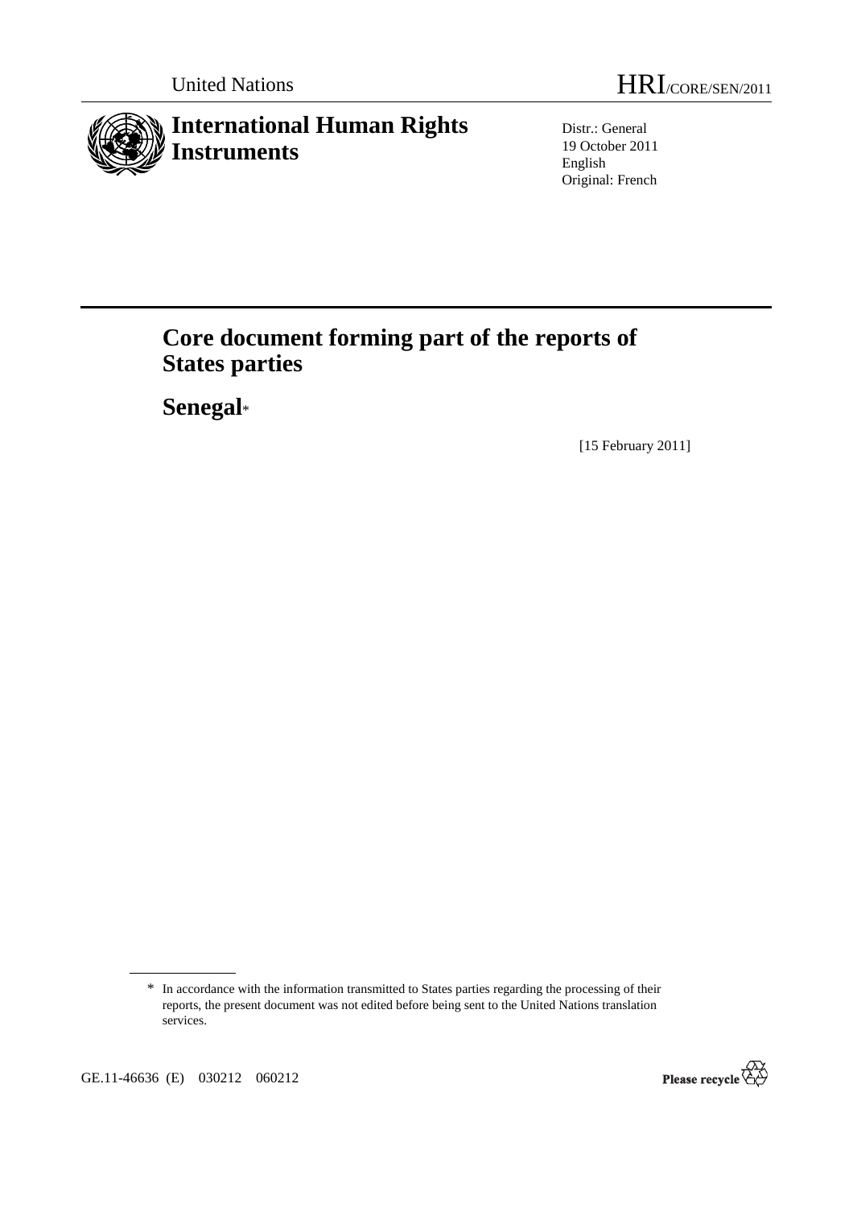United Nations

HRI/CORE/SEN/2011

# International Human Rights Instruments

Distr.: General
19 October 2011
English
Original: French

# Core document forming part of the reports of States parties

## Senegal*

[15 February 2011]

\* In accordance with the information transmitted to States parties regarding the processing of their reports, the present document was not edited before being sent to the United Nations translation services.

GE.11-46636 (E) 030212 060212

Please recycle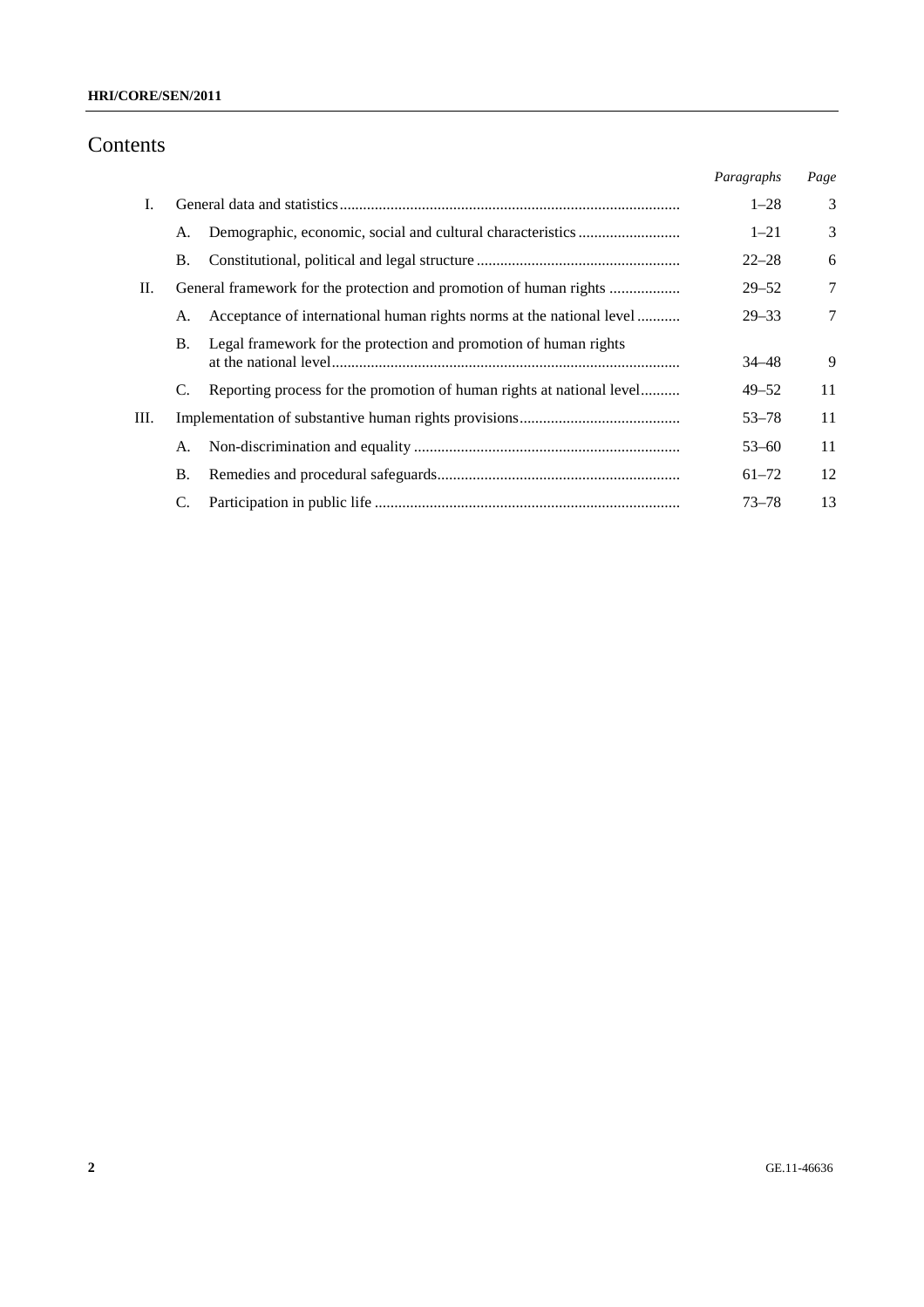# Contents

| | | | Paragraphs | Page |
|---|---|---|---|---|
| I. | General data and statistics | | 1–28 | 3 |
| | A. | Demographic, economic, social and cultural characteristics | 1–21 | 3 |
| | B. | Constitutional, political and legal structure | 22–28 | 6 |
| II. | General framework for the protection and promotion of human rights | | 29–52 | 7 |
| | A. | Acceptance of international human rights norms at the national level | 29–33 | 7 |
| | B. | Legal framework for the protection and promotion of human rights at the national level | 34–48 | 9 |
| | C. | Reporting process for the promotion of human rights at national level | 49–52 | 11 |
| III. | Implementation of substantive human rights provisions | | 53–78 | 11 |
| | A. | Non-discrimination and equality | 53–60 | 11 |
| | B. | Remedies and procedural safeguards | 61–72 | 12 |
| | C. | Participation in public life | 73–78 | 13 |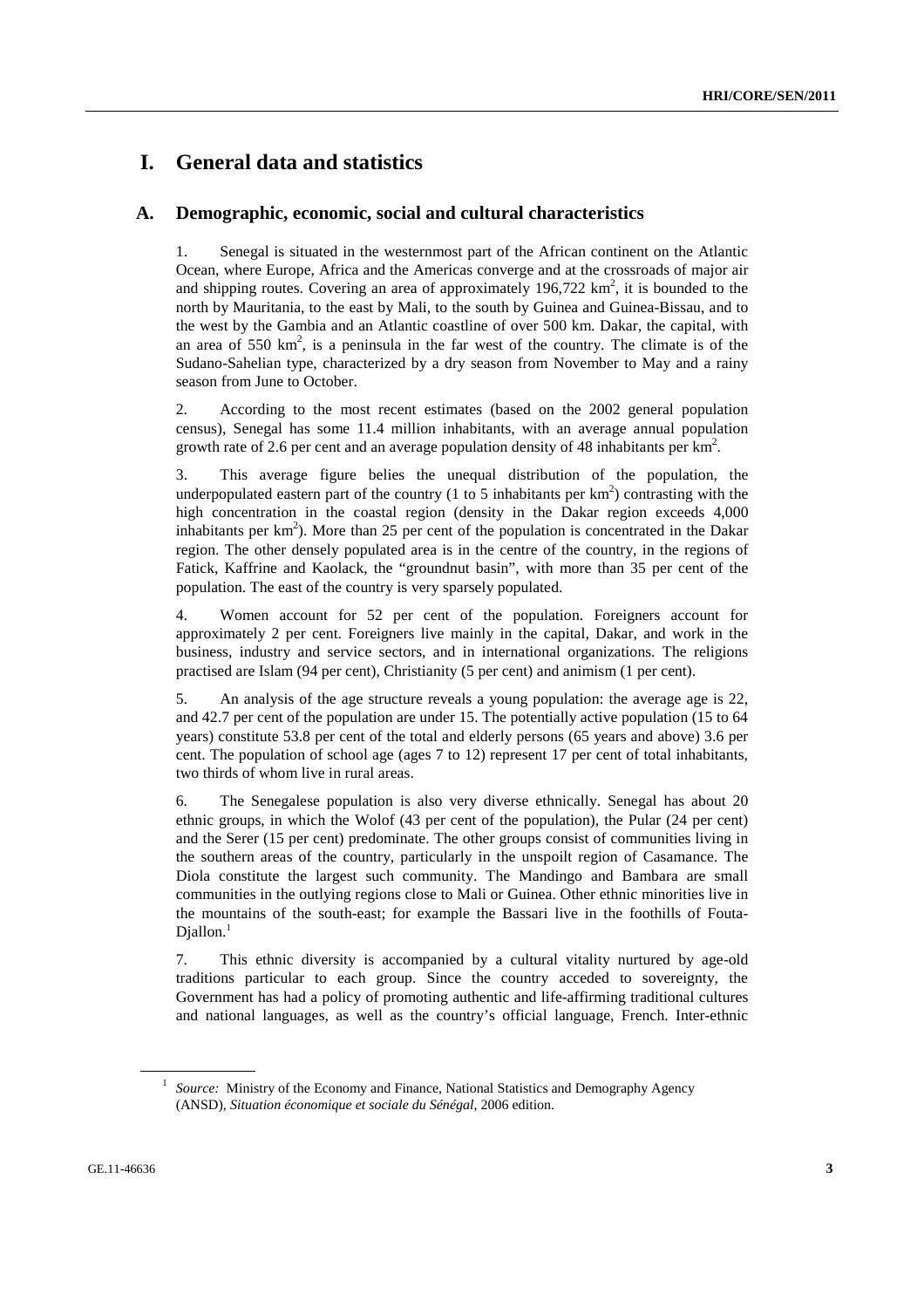# I. General data and statistics

## A. Demographic, economic, social and cultural characteristics

1. Senegal is situated in the westernmost part of the African continent on the Atlantic Ocean, where Europe, Africa and the Americas converge and at the crossroads of major air and shipping routes. Covering an area of approximately 196,722 $km^2$, it is bounded to the north by Mauritania, to the east by Mali, to the south by Guinea and Guinea-Bissau, and to the west by the Gambia and an Atlantic coastline of over 500 km. Dakar, the capital, with an area of 550 $km^2$, is a peninsula in the far west of the country. The climate is of the Sudano-Sahelian type, characterized by a dry season from November to May and a rainy season from June to October.

2. According to the most recent estimates (based on the 2002 general population census), Senegal has some 11.4 million inhabitants, with an average annual population growth rate of 2.6 per cent and an average population density of 48 inhabitants per $km^2$.

3. This average figure belies the unequal distribution of the population, the underpopulated eastern part of the country (1 to 5 inhabitants per $km^2$) contrasting with the high concentration in the coastal region (density in the Dakar region exceeds 4,000 inhabitants per $km^2$). More than 25 per cent of the population is concentrated in the Dakar region. The other densely populated area is in the centre of the country, in the regions of Fatick, Kaffrine and Kaolack, the "groundnut basin", with more than 35 per cent of the population. The east of the country is very sparsely populated.

4. Women account for 52 per cent of the population. Foreigners account for approximately 2 per cent. Foreigners live mainly in the capital, Dakar, and work in the business, industry and service sectors, and in international organizations. The religions practised are Islam (94 per cent), Christianity (5 per cent) and animism (1 per cent).

5. An analysis of the age structure reveals a young population: the average age is 22, and 42.7 per cent of the population are under 15. The potentially active population (15 to 64 years) constitute 53.8 per cent of the total and elderly persons (65 years and above) 3.6 per cent. The population of school age (ages 7 to 12) represent 17 per cent of total inhabitants, two thirds of whom live in rural areas.

6. The Senegalese population is also very diverse ethnically. Senegal has about 20 ethnic groups, in which the Wolof (43 per cent of the population), the Pular (24 per cent) and the Serer (15 per cent) predominate. The other groups consist of communities living in the southern areas of the country, particularly in the unspoilt region of Casamance. The Diola constitute the largest such community. The Mandingo and Bambara are small communities in the outlying regions close to Mali or Guinea. Other ethnic minorities live in the mountains of the south-east; for example the Bassari live in the foothills of Fouta-Djallon.[1]

7. This ethnic diversity is accompanied by a cultural vitality nurtured by age-old traditions particular to each group. Since the country acceded to sovereignty, the Government has had a policy of promoting authentic and life-affirming traditional cultures and national languages, as well as the country's official language, French. Inter-ethnic

---

[1] *Source:* Ministry of the Economy and Finance, National Statistics and Demography Agency (ANSD), *Situation économique et sociale du Sénégal*, 2006 edition.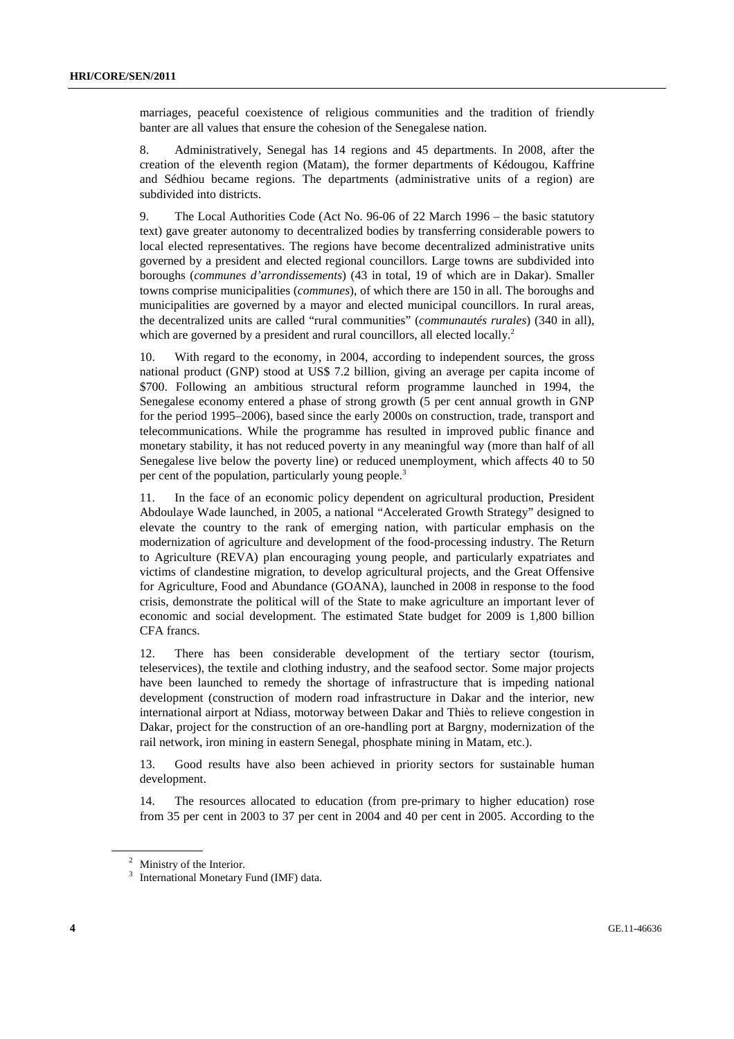marriages, peaceful coexistence of religious communities and the tradition of friendly banter are all values that ensure the cohesion of the Senegalese nation.

8. Administratively, Senegal has 14 regions and 45 departments. In 2008, after the creation of the eleventh region (Matam), the former departments of Kédougou, Kaffrine and Sédhiou became regions. The departments (administrative units of a region) are subdivided into districts.

9. The Local Authorities Code (Act No. 96-06 of 22 March 1996 – the basic statutory text) gave greater autonomy to decentralized bodies by transferring considerable powers to local elected representatives. The regions have become decentralized administrative units governed by a president and elected regional councillors. Large towns are subdivided into boroughs (*communes d'arrondissements*) (43 in total, 19 of which are in Dakar). Smaller towns comprise municipalities (*communes*), of which there are 150 in all. The boroughs and municipalities are governed by a mayor and elected municipal councillors. In rural areas, the decentralized units are called "rural communities" (*communautés rurales*) (340 in all), which are governed by a president and rural councillors, all elected locally.[2]

10. With regard to the economy, in 2004, according to independent sources, the gross national product (GNP) stood at US$ 7.2 billion, giving an average per capita income of $700. Following an ambitious structural reform programme launched in 1994, the Senegalese economy entered a phase of strong growth (5 per cent annual growth in GNP for the period 1995–2006), based since the early 2000s on construction, trade, transport and telecommunications. While the programme has resulted in improved public finance and monetary stability, it has not reduced poverty in any meaningful way (more than half of all Senegalese live below the poverty line) or reduced unemployment, which affects 40 to 50 per cent of the population, particularly young people.[3]

11. In the face of an economic policy dependent on agricultural production, President Abdoulaye Wade launched, in 2005, a national "Accelerated Growth Strategy" designed to elevate the country to the rank of emerging nation, with particular emphasis on the modernization of agriculture and development of the food-processing industry. The Return to Agriculture (REVA) plan encouraging young people, and particularly expatriates and victims of clandestine migration, to develop agricultural projects, and the Great Offensive for Agriculture, Food and Abundance (GOANA), launched in 2008 in response to the food crisis, demonstrate the political will of the State to make agriculture an important lever of economic and social development. The estimated State budget for 2009 is 1,800 billion CFA francs.

12. There has been considerable development of the tertiary sector (tourism, teleservices), the textile and clothing industry, and the seafood sector. Some major projects have been launched to remedy the shortage of infrastructure that is impeding national development (construction of modern road infrastructure in Dakar and the interior, new international airport at Ndiass, motorway between Dakar and Thiès to relieve congestion in Dakar, project for the construction of an ore-handling port at Bargny, modernization of the rail network, iron mining in eastern Senegal, phosphate mining in Matam, etc.).

13. Good results have also been achieved in priority sectors for sustainable human development.

14. The resources allocated to education (from pre-primary to higher education) rose from 35 per cent in 2003 to 37 per cent in 2004 and 40 per cent in 2005. According to the

[2] Ministry of the Interior.

[3] International Monetary Fund (IMF) data.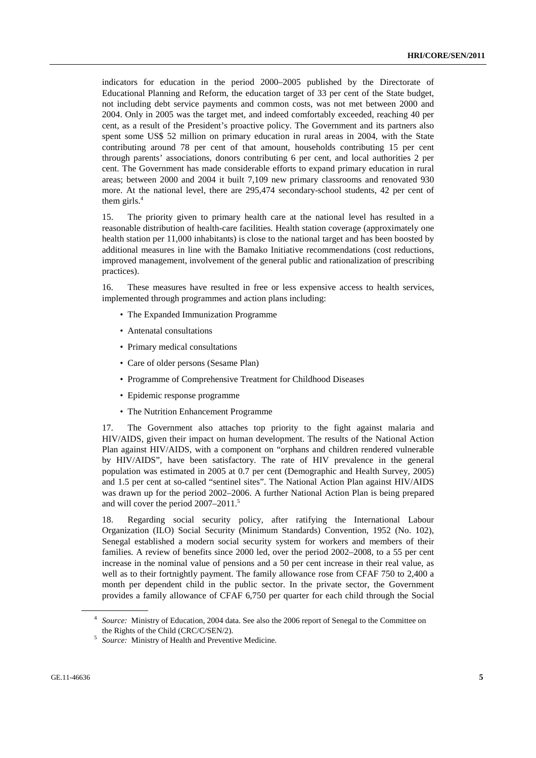indicators for education in the period 2000–2005 published by the Directorate of Educational Planning and Reform, the education target of 33 per cent of the State budget, not including debt service payments and common costs, was not met between 2000 and 2004. Only in 2005 was the target met, and indeed comfortably exceeded, reaching 40 per cent, as a result of the President's proactive policy. The Government and its partners also spent some US$ 52 million on primary education in rural areas in 2004, with the State contributing around 78 per cent of that amount, households contributing 15 per cent through parents' associations, donors contributing 6 per cent, and local authorities 2 per cent. The Government has made considerable efforts to expand primary education in rural areas; between 2000 and 2004 it built 7,109 new primary classrooms and renovated 930 more. At the national level, there are 295,474 secondary-school students, 42 per cent of them girls.[4]

15. The priority given to primary health care at the national level has resulted in a reasonable distribution of health-care facilities. Health station coverage (approximately one health station per 11,000 inhabitants) is close to the national target and has been boosted by additional measures in line with the Bamako Initiative recommendations (cost reductions, improved management, involvement of the general public and rationalization of prescribing practices).

16. These measures have resulted in free or less expensive access to health services, implemented through programmes and action plans including:

- The Expanded Immunization Programme
- Antenatal consultations
- Primary medical consultations
- Care of older persons (Sesame Plan)
- Programme of Comprehensive Treatment for Childhood Diseases
- Epidemic response programme
- The Nutrition Enhancement Programme

17. The Government also attaches top priority to the fight against malaria and HIV/AIDS, given their impact on human development. The results of the National Action Plan against HIV/AIDS, with a component on "orphans and children rendered vulnerable by HIV/AIDS", have been satisfactory. The rate of HIV prevalence in the general population was estimated in 2005 at 0.7 per cent (Demographic and Health Survey, 2005) and 1.5 per cent at so-called "sentinel sites". The National Action Plan against HIV/AIDS was drawn up for the period 2002–2006. A further National Action Plan is being prepared and will cover the period 2007–2011.[5]

18. Regarding social security policy, after ratifying the International Labour Organization (ILO) Social Security (Minimum Standards) Convention, 1952 (No. 102), Senegal established a modern social security system for workers and members of their families. A review of benefits since 2000 led, over the period 2002–2008, to a 55 per cent increase in the nominal value of pensions and a 50 per cent increase in their real value, as well as to their fortnightly payment. The family allowance rose from CFAF 750 to 2,400 a month per dependent child in the public sector. In the private sector, the Government provides a family allowance of CFAF 6,750 per quarter for each child through the Social

[4] *Source:* Ministry of Education, 2004 data. See also the 2006 report of Senegal to the Committee on the Rights of the Child (CRC/C/SEN/2).

[5] *Source:* Ministry of Health and Preventive Medicine.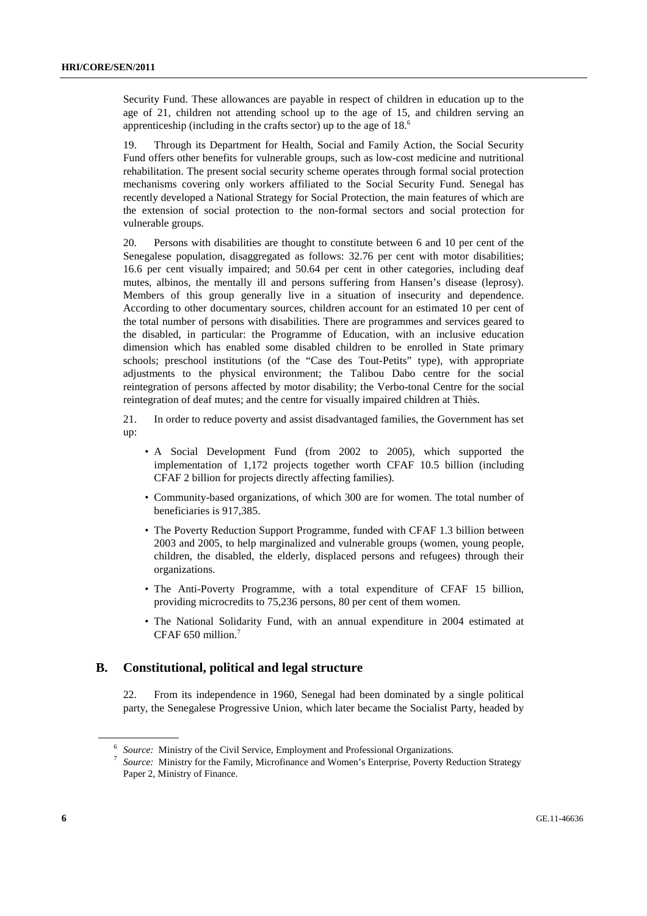Security Fund. These allowances are payable in respect of children in education up to the age of 21, children not attending school up to the age of 15, and children serving an apprenticeship (including in the crafts sector) up to the age of 18.[6]

19. Through its Department for Health, Social and Family Action, the Social Security Fund offers other benefits for vulnerable groups, such as low-cost medicine and nutritional rehabilitation. The present social security scheme operates through formal social protection mechanisms covering only workers affiliated to the Social Security Fund. Senegal has recently developed a National Strategy for Social Protection, the main features of which are the extension of social protection to the non-formal sectors and social protection for vulnerable groups.

20. Persons with disabilities are thought to constitute between 6 and 10 per cent of the Senegalese population, disaggregated as follows: 32.76 per cent with motor disabilities; 16.6 per cent visually impaired; and 50.64 per cent in other categories, including deaf mutes, albinos, the mentally ill and persons suffering from Hansen's disease (leprosy). Members of this group generally live in a situation of insecurity and dependence. According to other documentary sources, children account for an estimated 10 per cent of the total number of persons with disabilities. There are programmes and services geared to the disabled, in particular: the Programme of Education, with an inclusive education dimension which has enabled some disabled children to be enrolled in State primary schools; preschool institutions (of the "Case des Tout-Petits" type), with appropriate adjustments to the physical environment; the Talibou Dabo centre for the social reintegration of persons affected by motor disability; the Verbo-tonal Centre for the social reintegration of deaf mutes; and the centre for visually impaired children at Thiès.

21. In order to reduce poverty and assist disadvantaged families, the Government has set up:

- A Social Development Fund (from 2002 to 2005), which supported the implementation of 1,172 projects together worth CFAF 10.5 billion (including CFAF 2 billion for projects directly affecting families).
- Community-based organizations, of which 300 are for women. The total number of beneficiaries is 917,385.
- The Poverty Reduction Support Programme, funded with CFAF 1.3 billion between 2003 and 2005, to help marginalized and vulnerable groups (women, young people, children, the disabled, the elderly, displaced persons and refugees) through their organizations.
- The Anti-Poverty Programme, with a total expenditure of CFAF 15 billion, providing microcredits to 75,236 persons, 80 per cent of them women.
- The National Solidarity Fund, with an annual expenditure in 2004 estimated at CFAF 650 million.[7]

## B. Constitutional, political and legal structure

22. From its independence in 1960, Senegal had been dominated by a single political party, the Senegalese Progressive Union, which later became the Socialist Party, headed by

[6] *Source:* Ministry of the Civil Service, Employment and Professional Organizations.

[7] *Source:* Ministry for the Family, Microfinance and Women's Enterprise, Poverty Reduction Strategy Paper 2, Ministry of Finance.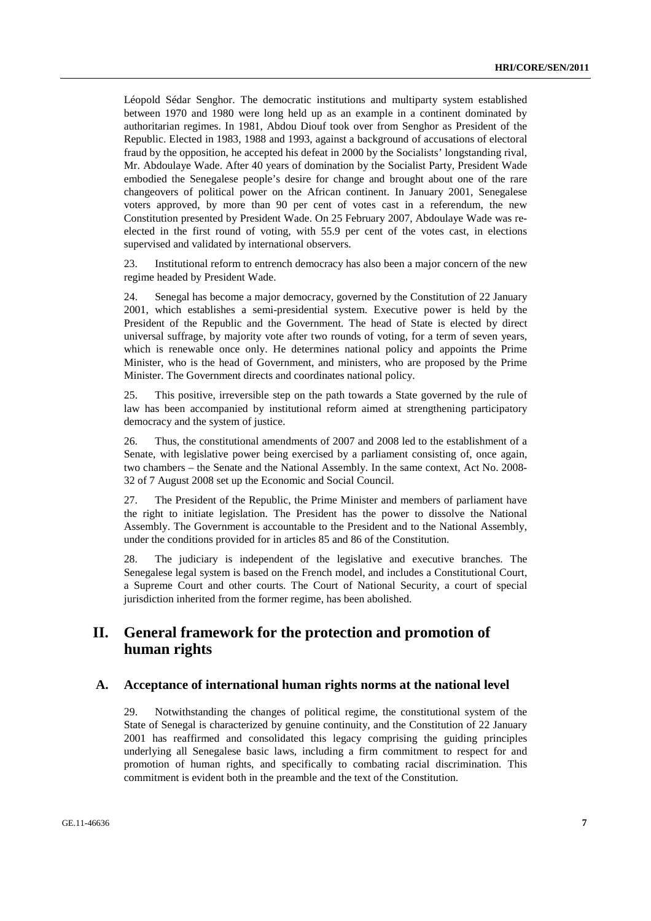Léopold Sédar Senghor. The democratic institutions and multiparty system established between 1970 and 1980 were long held up as an example in a continent dominated by authoritarian regimes. In 1981, Abdou Diouf took over from Senghor as President of the Republic. Elected in 1983, 1988 and 1993, against a background of accusations of electoral fraud by the opposition, he accepted his defeat in 2000 by the Socialists' longstanding rival, Mr. Abdoulaye Wade. After 40 years of domination by the Socialist Party, President Wade embodied the Senegalese people's desire for change and brought about one of the rare changeovers of political power on the African continent. In January 2001, Senegalese voters approved, by more than 90 per cent of votes cast in a referendum, the new Constitution presented by President Wade. On 25 February 2007, Abdoulaye Wade was re-elected in the first round of voting, with 55.9 per cent of the votes cast, in elections supervised and validated by international observers.

23. Institutional reform to entrench democracy has also been a major concern of the new regime headed by President Wade.

24. Senegal has become a major democracy, governed by the Constitution of 22 January 2001, which establishes a semi-presidential system. Executive power is held by the President of the Republic and the Government. The head of State is elected by direct universal suffrage, by majority vote after two rounds of voting, for a term of seven years, which is renewable once only. He determines national policy and appoints the Prime Minister, who is the head of Government, and ministers, who are proposed by the Prime Minister. The Government directs and coordinates national policy.

25. This positive, irreversible step on the path towards a State governed by the rule of law has been accompanied by institutional reform aimed at strengthening participatory democracy and the system of justice.

26. Thus, the constitutional amendments of 2007 and 2008 led to the establishment of a Senate, with legislative power being exercised by a parliament consisting of, once again, two chambers – the Senate and the National Assembly. In the same context, Act No. 2008-32 of 7 August 2008 set up the Economic and Social Council.

27. The President of the Republic, the Prime Minister and members of parliament have the right to initiate legislation. The President has the power to dissolve the National Assembly. The Government is accountable to the President and to the National Assembly, under the conditions provided for in articles 85 and 86 of the Constitution.

28. The judiciary is independent of the legislative and executive branches. The Senegalese legal system is based on the French model, and includes a Constitutional Court, a Supreme Court and other courts. The Court of National Security, a court of special jurisdiction inherited from the former regime, has been abolished.

## II. General framework for the protection and promotion of human rights

### A. Acceptance of international human rights norms at the national level

29. Notwithstanding the changes of political regime, the constitutional system of the State of Senegal is characterized by genuine continuity, and the Constitution of 22 January 2001 has reaffirmed and consolidated this legacy comprising the guiding principles underlying all Senegalese basic laws, including a firm commitment to respect for and promotion of human rights, and specifically to combating racial discrimination. This commitment is evident both in the preamble and the text of the Constitution.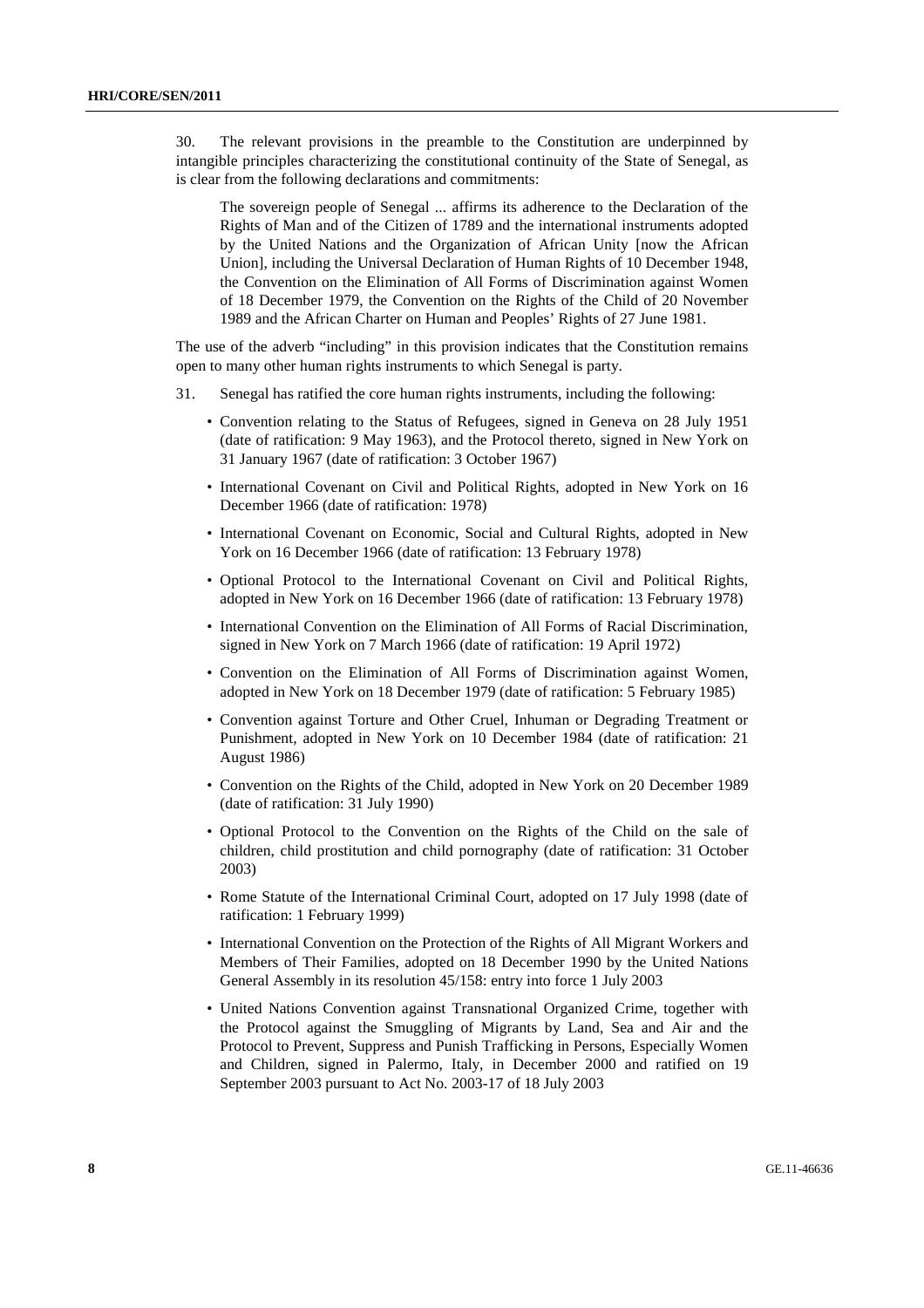30. The relevant provisions in the preamble to the Constitution are underpinned by intangible principles characterizing the constitutional continuity of the State of Senegal, as is clear from the following declarations and commitments:

> The sovereign people of Senegal ... affirms its adherence to the Declaration of the Rights of Man and of the Citizen of 1789 and the international instruments adopted by the United Nations and the Organization of African Unity [now the African Union], including the Universal Declaration of Human Rights of 10 December 1948, the Convention on the Elimination of All Forms of Discrimination against Women of 18 December 1979, the Convention on the Rights of the Child of 20 November 1989 and the African Charter on Human and Peoples' Rights of 27 June 1981.

The use of the adverb "including" in this provision indicates that the Constitution remains open to many other human rights instruments to which Senegal is party.

31. Senegal has ratified the core human rights instruments, including the following:

- Convention relating to the Status of Refugees, signed in Geneva on 28 July 1951 (date of ratification: 9 May 1963), and the Protocol thereto, signed in New York on 31 January 1967 (date of ratification: 3 October 1967)
- International Covenant on Civil and Political Rights, adopted in New York on 16 December 1966 (date of ratification: 1978)
- International Covenant on Economic, Social and Cultural Rights, adopted in New York on 16 December 1966 (date of ratification: 13 February 1978)
- Optional Protocol to the International Covenant on Civil and Political Rights, adopted in New York on 16 December 1966 (date of ratification: 13 February 1978)
- International Convention on the Elimination of All Forms of Racial Discrimination, signed in New York on 7 March 1966 (date of ratification: 19 April 1972)
- Convention on the Elimination of All Forms of Discrimination against Women, adopted in New York on 18 December 1979 (date of ratification: 5 February 1985)
- Convention against Torture and Other Cruel, Inhuman or Degrading Treatment or Punishment, adopted in New York on 10 December 1984 (date of ratification: 21 August 1986)
- Convention on the Rights of the Child, adopted in New York on 20 December 1989 (date of ratification: 31 July 1990)
- Optional Protocol to the Convention on the Rights of the Child on the sale of children, child prostitution and child pornography (date of ratification: 31 October 2003)
- Rome Statute of the International Criminal Court, adopted on 17 July 1998 (date of ratification: 1 February 1999)
- International Convention on the Protection of the Rights of All Migrant Workers and Members of Their Families, adopted on 18 December 1990 by the United Nations General Assembly in its resolution 45/158: entry into force 1 July 2003
- United Nations Convention against Transnational Organized Crime, together with the Protocol against the Smuggling of Migrants by Land, Sea and Air and the Protocol to Prevent, Suppress and Punish Trafficking in Persons, Especially Women and Children, signed in Palermo, Italy, in December 2000 and ratified on 19 September 2003 pursuant to Act No. 2003-17 of 18 July 2003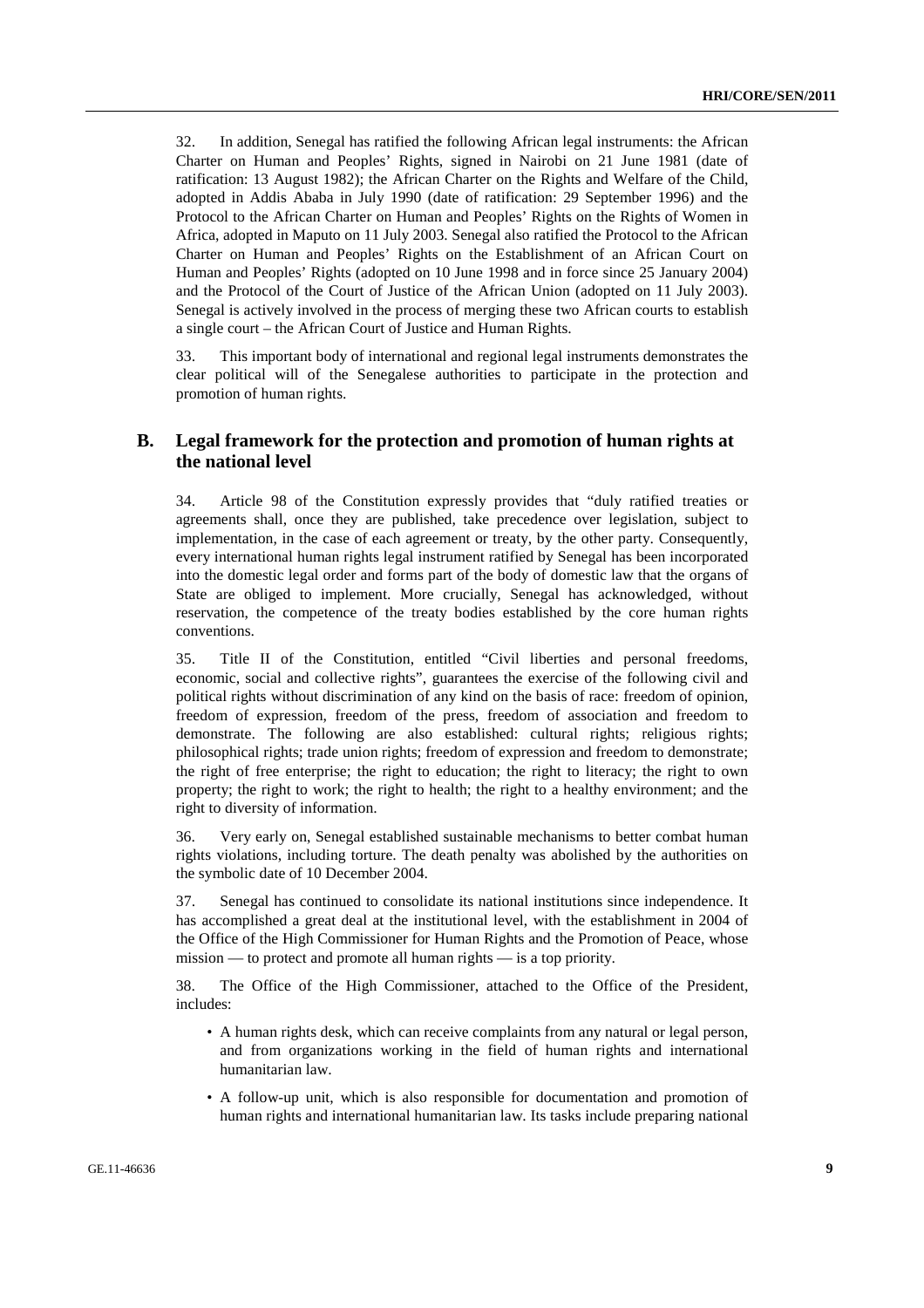32. In addition, Senegal has ratified the following African legal instruments: the African Charter on Human and Peoples' Rights, signed in Nairobi on 21 June 1981 (date of ratification: 13 August 1982); the African Charter on the Rights and Welfare of the Child, adopted in Addis Ababa in July 1990 (date of ratification: 29 September 1996) and the Protocol to the African Charter on Human and Peoples' Rights on the Rights of Women in Africa, adopted in Maputo on 11 July 2003. Senegal also ratified the Protocol to the African Charter on Human and Peoples' Rights on the Establishment of an African Court on Human and Peoples' Rights (adopted on 10 June 1998 and in force since 25 January 2004) and the Protocol of the Court of Justice of the African Union (adopted on 11 July 2003). Senegal is actively involved in the process of merging these two African courts to establish a single court – the African Court of Justice and Human Rights.

33. This important body of international and regional legal instruments demonstrates the clear political will of the Senegalese authorities to participate in the protection and promotion of human rights.

## B. Legal framework for the protection and promotion of human rights at the national level

34. Article 98 of the Constitution expressly provides that "duly ratified treaties or agreements shall, once they are published, take precedence over legislation, subject to implementation, in the case of each agreement or treaty, by the other party. Consequently, every international human rights legal instrument ratified by Senegal has been incorporated into the domestic legal order and forms part of the body of domestic law that the organs of State are obliged to implement. More crucially, Senegal has acknowledged, without reservation, the competence of the treaty bodies established by the core human rights conventions.

35. Title II of the Constitution, entitled "Civil liberties and personal freedoms, economic, social and collective rights", guarantees the exercise of the following civil and political rights without discrimination of any kind on the basis of race: freedom of opinion, freedom of expression, freedom of the press, freedom of association and freedom to demonstrate. The following are also established: cultural rights; religious rights; philosophical rights; trade union rights; freedom of expression and freedom to demonstrate; the right of free enterprise; the right to education; the right to literacy; the right to own property; the right to work; the right to health; the right to a healthy environment; and the right to diversity of information.

36. Very early on, Senegal established sustainable mechanisms to better combat human rights violations, including torture. The death penalty was abolished by the authorities on the symbolic date of 10 December 2004.

37. Senegal has continued to consolidate its national institutions since independence. It has accomplished a great deal at the institutional level, with the establishment in 2004 of the Office of the High Commissioner for Human Rights and the Promotion of Peace, whose mission — to protect and promote all human rights — is a top priority.

38. The Office of the High Commissioner, attached to the Office of the President, includes:

- A human rights desk, which can receive complaints from any natural or legal person, and from organizations working in the field of human rights and international humanitarian law.
- A follow-up unit, which is also responsible for documentation and promotion of human rights and international humanitarian law. Its tasks include preparing national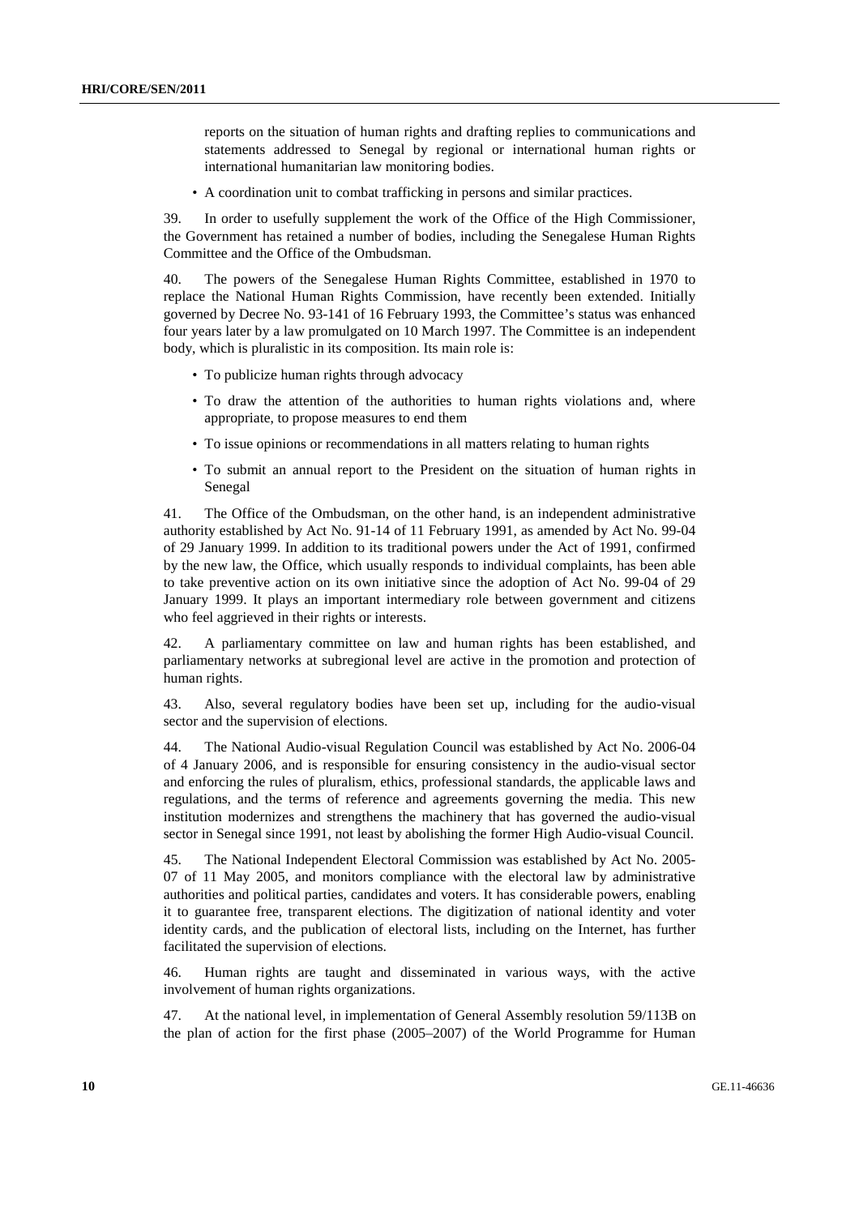reports on the situation of human rights and drafting replies to communications and statements addressed to Senegal by regional or international human rights or international humanitarian law monitoring bodies.

- A coordination unit to combat trafficking in persons and similar practices.

39. In order to usefully supplement the work of the Office of the High Commissioner, the Government has retained a number of bodies, including the Senegalese Human Rights Committee and the Office of the Ombudsman.

40. The powers of the Senegalese Human Rights Committee, established in 1970 to replace the National Human Rights Commission, have recently been extended. Initially governed by Decree No. 93-141 of 16 February 1993, the Committee's status was enhanced four years later by a law promulgated on 10 March 1997. The Committee is an independent body, which is pluralistic in its composition. Its main role is:

- To publicize human rights through advocacy
- To draw the attention of the authorities to human rights violations and, where appropriate, to propose measures to end them
- To issue opinions or recommendations in all matters relating to human rights
- To submit an annual report to the President on the situation of human rights in Senegal

41. The Office of the Ombudsman, on the other hand, is an independent administrative authority established by Act No. 91-14 of 11 February 1991, as amended by Act No. 99-04 of 29 January 1999. In addition to its traditional powers under the Act of 1991, confirmed by the new law, the Office, which usually responds to individual complaints, has been able to take preventive action on its own initiative since the adoption of Act No. 99-04 of 29 January 1999. It plays an important intermediary role between government and citizens who feel aggrieved in their rights or interests.

42. A parliamentary committee on law and human rights has been established, and parliamentary networks at subregional level are active in the promotion and protection of human rights.

43. Also, several regulatory bodies have been set up, including for the audio-visual sector and the supervision of elections.

44. The National Audio-visual Regulation Council was established by Act No. 2006-04 of 4 January 2006, and is responsible for ensuring consistency in the audio-visual sector and enforcing the rules of pluralism, ethics, professional standards, the applicable laws and regulations, and the terms of reference and agreements governing the media. This new institution modernizes and strengthens the machinery that has governed the audio-visual sector in Senegal since 1991, not least by abolishing the former High Audio-visual Council.

45. The National Independent Electoral Commission was established by Act No. 2005-07 of 11 May 2005, and monitors compliance with the electoral law by administrative authorities and political parties, candidates and voters. It has considerable powers, enabling it to guarantee free, transparent elections. The digitization of national identity and voter identity cards, and the publication of electoral lists, including on the Internet, has further facilitated the supervision of elections.

46. Human rights are taught and disseminated in various ways, with the active involvement of human rights organizations.

47. At the national level, in implementation of General Assembly resolution 59/113B on the plan of action for the first phase (2005–2007) of the World Programme for Human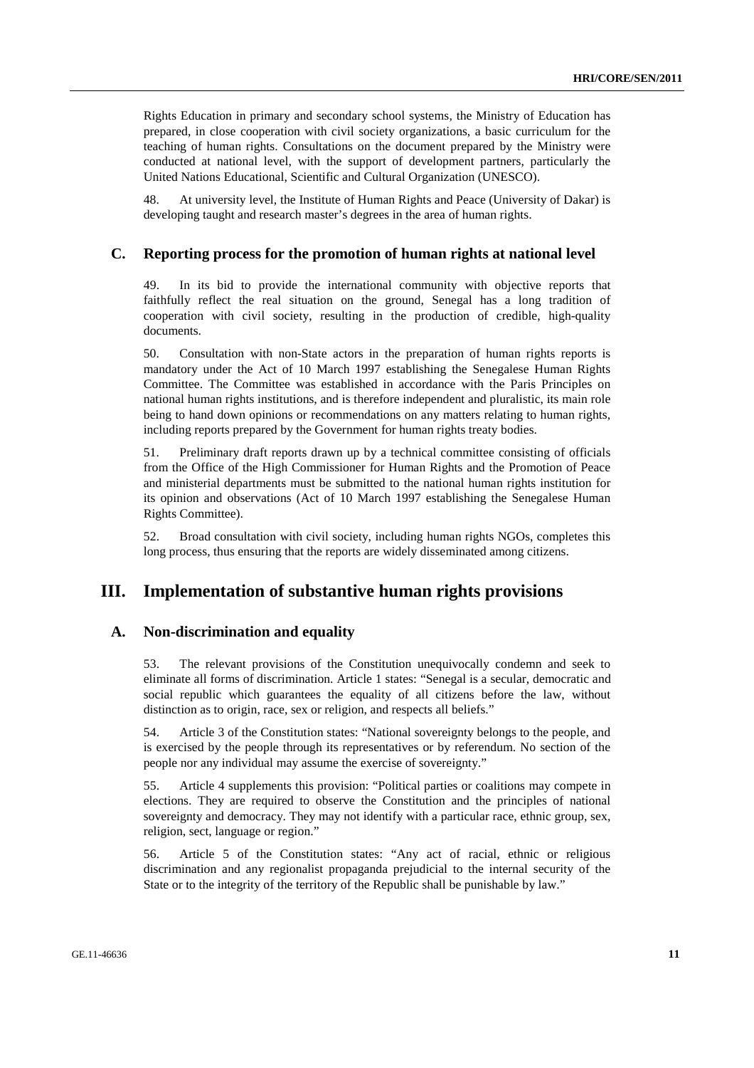Rights Education in primary and secondary school systems, the Ministry of Education has prepared, in close cooperation with civil society organizations, a basic curriculum for the teaching of human rights. Consultations on the document prepared by the Ministry were conducted at national level, with the support of development partners, particularly the United Nations Educational, Scientific and Cultural Organization (UNESCO).

48. At university level, the Institute of Human Rights and Peace (University of Dakar) is developing taught and research master's degrees in the area of human rights.

### C. Reporting process for the promotion of human rights at national level

49. In its bid to provide the international community with objective reports that faithfully reflect the real situation on the ground, Senegal has a long tradition of cooperation with civil society, resulting in the production of credible, high-quality documents.

50. Consultation with non-State actors in the preparation of human rights reports is mandatory under the Act of 10 March 1997 establishing the Senegalese Human Rights Committee. The Committee was established in accordance with the Paris Principles on national human rights institutions, and is therefore independent and pluralistic, its main role being to hand down opinions or recommendations on any matters relating to human rights, including reports prepared by the Government for human rights treaty bodies.

51. Preliminary draft reports drawn up by a technical committee consisting of officials from the Office of the High Commissioner for Human Rights and the Promotion of Peace and ministerial departments must be submitted to the national human rights institution for its opinion and observations (Act of 10 March 1997 establishing the Senegalese Human Rights Committee).

52. Broad consultation with civil society, including human rights NGOs, completes this long process, thus ensuring that the reports are widely disseminated among citizens.

## III. Implementation of substantive human rights provisions

### A. Non-discrimination and equality

53. The relevant provisions of the Constitution unequivocally condemn and seek to eliminate all forms of discrimination. Article 1 states: "Senegal is a secular, democratic and social republic which guarantees the equality of all citizens before the law, without distinction as to origin, race, sex or religion, and respects all beliefs."

54. Article 3 of the Constitution states: "National sovereignty belongs to the people, and is exercised by the people through its representatives or by referendum. No section of the people nor any individual may assume the exercise of sovereignty."

55. Article 4 supplements this provision: "Political parties or coalitions may compete in elections. They are required to observe the Constitution and the principles of national sovereignty and democracy. They may not identify with a particular race, ethnic group, sex, religion, sect, language or region."

56. Article 5 of the Constitution states: "Any act of racial, ethnic or religious discrimination and any regionalist propaganda prejudicial to the internal security of the State or to the integrity of the territory of the Republic shall be punishable by law."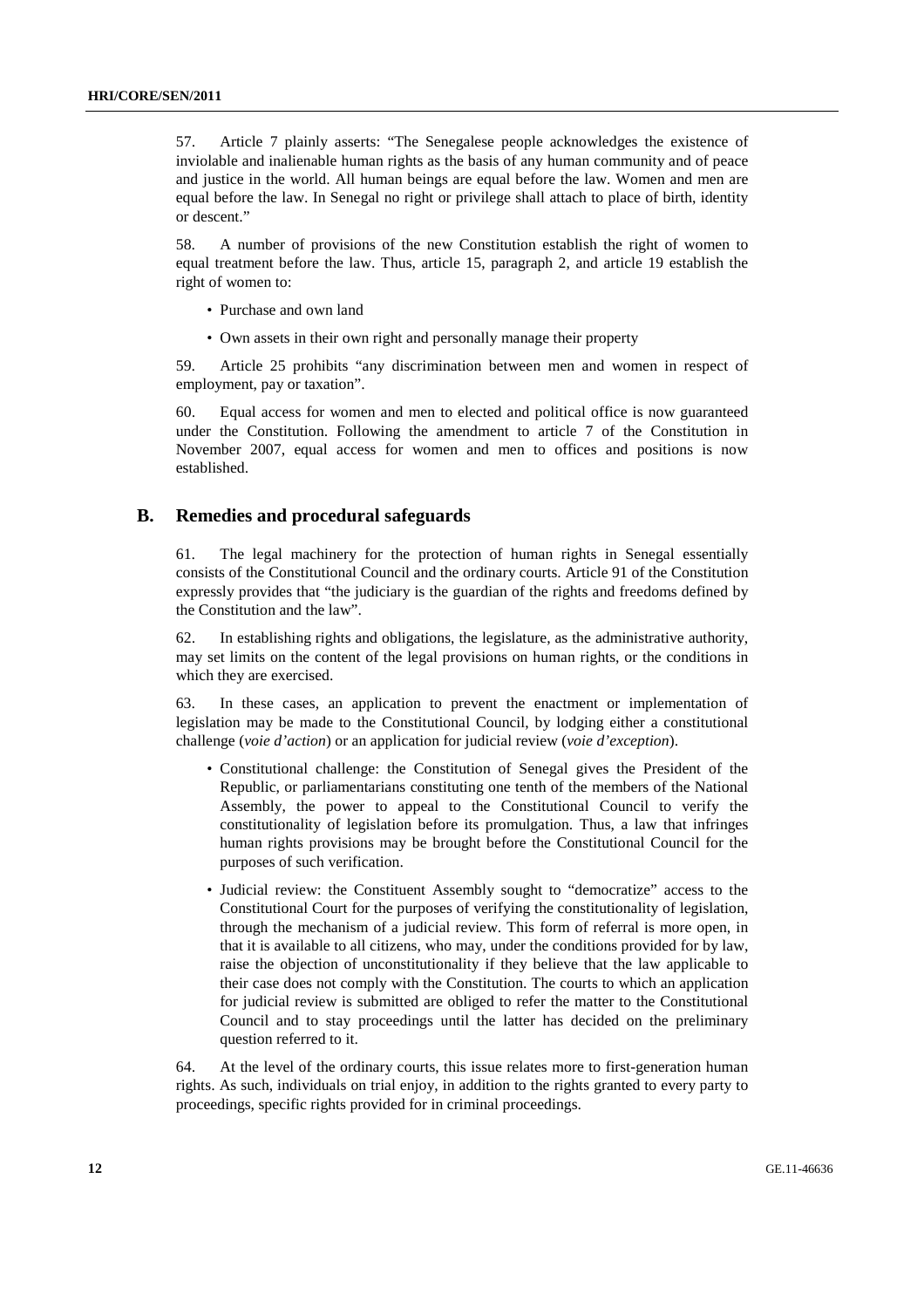57. Article 7 plainly asserts: "The Senegalese people acknowledges the existence of inviolable and inalienable human rights as the basis of any human community and of peace and justice in the world. All human beings are equal before the law. Women and men are equal before the law. In Senegal no right or privilege shall attach to place of birth, identity or descent."

58. A number of provisions of the new Constitution establish the right of women to equal treatment before the law. Thus, article 15, paragraph 2, and article 19 establish the right of women to:

- Purchase and own land
- Own assets in their own right and personally manage their property

59. Article 25 prohibits "any discrimination between men and women in respect of employment, pay or taxation".

60. Equal access for women and men to elected and political office is now guaranteed under the Constitution. Following the amendment to article 7 of the Constitution in November 2007, equal access for women and men to offices and positions is now established.

## B. Remedies and procedural safeguards

61. The legal machinery for the protection of human rights in Senegal essentially consists of the Constitutional Council and the ordinary courts. Article 91 of the Constitution expressly provides that "the judiciary is the guardian of the rights and freedoms defined by the Constitution and the law".

62. In establishing rights and obligations, the legislature, as the administrative authority, may set limits on the content of the legal provisions on human rights, or the conditions in which they are exercised.

63. In these cases, an application to prevent the enactment or implementation of legislation may be made to the Constitutional Council, by lodging either a constitutional challenge (*voie d'action*) or an application for judicial review (*voie d'exception*).

- Constitutional challenge: the Constitution of Senegal gives the President of the Republic, or parliamentarians constituting one tenth of the members of the National Assembly, the power to appeal to the Constitutional Council to verify the constitutionality of legislation before its promulgation. Thus, a law that infringes human rights provisions may be brought before the Constitutional Council for the purposes of such verification.
- Judicial review: the Constituent Assembly sought to "democratize" access to the Constitutional Court for the purposes of verifying the constitutionality of legislation, through the mechanism of a judicial review. This form of referral is more open, in that it is available to all citizens, who may, under the conditions provided for by law, raise the objection of unconstitutionality if they believe that the law applicable to their case does not comply with the Constitution. The courts to which an application for judicial review is submitted are obliged to refer the matter to the Constitutional Council and to stay proceedings until the latter has decided on the preliminary question referred to it.

64. At the level of the ordinary courts, this issue relates more to first-generation human rights. As such, individuals on trial enjoy, in addition to the rights granted to every party to proceedings, specific rights provided for in criminal proceedings.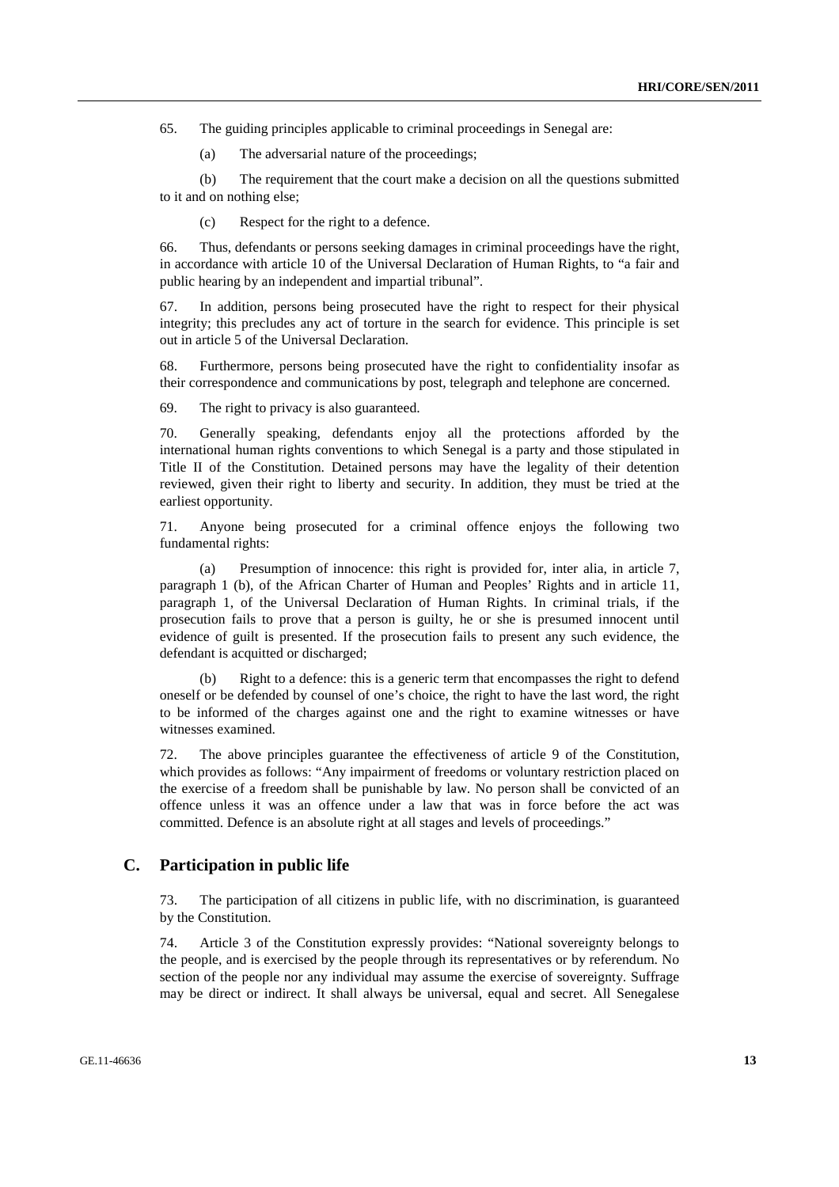65. The guiding principles applicable to criminal proceedings in Senegal are:

(a) The adversarial nature of the proceedings;

(b) The requirement that the court make a decision on all the questions submitted to it and on nothing else;

(c) Respect for the right to a defence.

66. Thus, defendants or persons seeking damages in criminal proceedings have the right, in accordance with article 10 of the Universal Declaration of Human Rights, to "a fair and public hearing by an independent and impartial tribunal".

67. In addition, persons being prosecuted have the right to respect for their physical integrity; this precludes any act of torture in the search for evidence. This principle is set out in article 5 of the Universal Declaration.

68. Furthermore, persons being prosecuted have the right to confidentiality insofar as their correspondence and communications by post, telegraph and telephone are concerned.

69. The right to privacy is also guaranteed.

70. Generally speaking, defendants enjoy all the protections afforded by the international human rights conventions to which Senegal is a party and those stipulated in Title II of the Constitution. Detained persons may have the legality of their detention reviewed, given their right to liberty and security. In addition, they must be tried at the earliest opportunity.

71. Anyone being prosecuted for a criminal offence enjoys the following two fundamental rights:

(a) Presumption of innocence: this right is provided for, inter alia, in article 7, paragraph 1 (b), of the African Charter of Human and Peoples' Rights and in article 11, paragraph 1, of the Universal Declaration of Human Rights. In criminal trials, if the prosecution fails to prove that a person is guilty, he or she is presumed innocent until evidence of guilt is presented. If the prosecution fails to present any such evidence, the defendant is acquitted or discharged;

(b) Right to a defence: this is a generic term that encompasses the right to defend oneself or be defended by counsel of one's choice, the right to have the last word, the right to be informed of the charges against one and the right to examine witnesses or have witnesses examined.

72. The above principles guarantee the effectiveness of article 9 of the Constitution, which provides as follows: "Any impairment of freedoms or voluntary restriction placed on the exercise of a freedom shall be punishable by law. No person shall be convicted of an offence unless it was an offence under a law that was in force before the act was committed. Defence is an absolute right at all stages and levels of proceedings."

## C. Participation in public life

73. The participation of all citizens in public life, with no discrimination, is guaranteed by the Constitution.

74. Article 3 of the Constitution expressly provides: "National sovereignty belongs to the people, and is exercised by the people through its representatives or by referendum. No section of the people nor any individual may assume the exercise of sovereignty. Suffrage may be direct or indirect. It shall always be universal, equal and secret. All Senegalese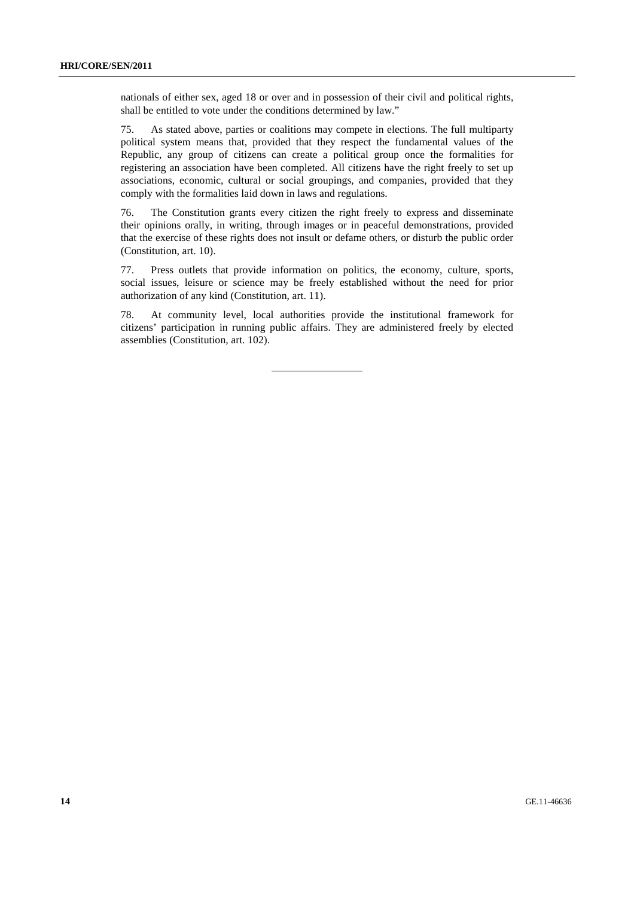nationals of either sex, aged 18 or over and in possession of their civil and political rights, shall be entitled to vote under the conditions determined by law."

75. As stated above, parties or coalitions may compete in elections. The full multiparty political system means that, provided that they respect the fundamental values of the Republic, any group of citizens can create a political group once the formalities for registering an association have been completed. All citizens have the right freely to set up associations, economic, cultural or social groupings, and companies, provided that they comply with the formalities laid down in laws and regulations.

76. The Constitution grants every citizen the right freely to express and disseminate their opinions orally, in writing, through images or in peaceful demonstrations, provided that the exercise of these rights does not insult or defame others, or disturb the public order (Constitution, art. 10).

77. Press outlets that provide information on politics, the economy, culture, sports, social issues, leisure or science may be freely established without the need for prior authorization of any kind (Constitution, art. 11).

78. At community level, local authorities provide the institutional framework for citizens' participation in running public affairs. They are administered freely by elected assemblies (Constitution, art. 102).